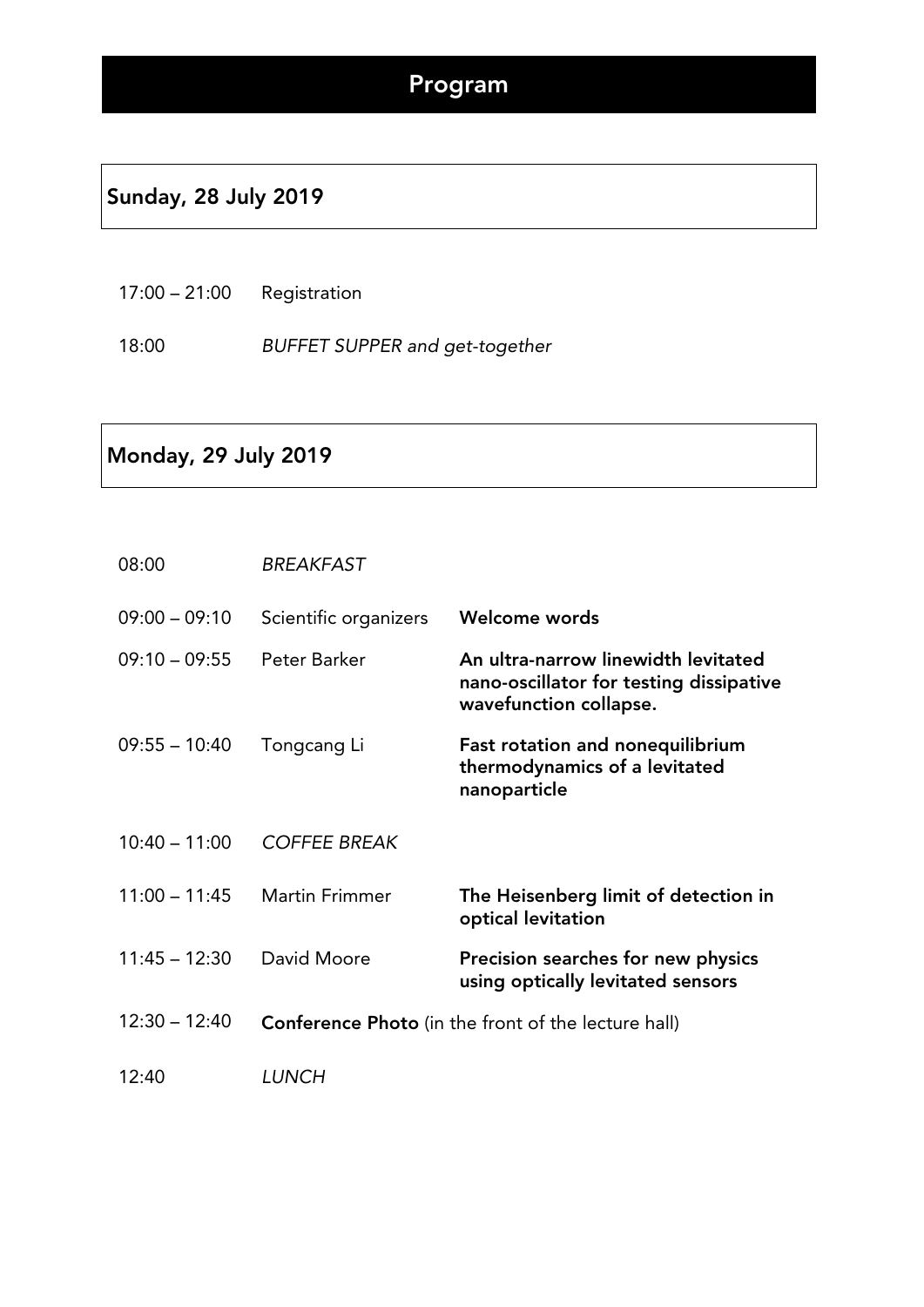# Program

## Sunday, 28 July 2019

| | |
|---|---|
| 17:00 – 21:00 | Registration |
| 18:00 | *BUFFET SUPPER and get-together* |

## Monday, 29 July 2019

| | | |
|---|---|---|
| 08:00 | *BREAKFAST* | |
| 09:00 – 09:10 | Scientific organizers | **Welcome words** |
| 09:10 – 09:55 | Peter Barker | **An ultra-narrow linewidth levitated nano-oscillator for testing dissipative wavefunction collapse.** |
| 09:55 – 10:40 | Tongcang Li | **Fast rotation and nonequilibrium thermodynamics of a levitated nanoparticle** |
| 10:40 – 11:00 | *COFFEE BREAK* | |
| 11:00 – 11:45 | Martin Frimmer | **The Heisenberg limit of detection in optical levitation** |
| 11:45 – 12:30 | David Moore | **Precision searches for new physics using optically levitated sensors** |
| 12:30 – 12:40 | **Conference Photo** (in the front of the lecture hall) | |
| 12:40 | *LUNCH* | |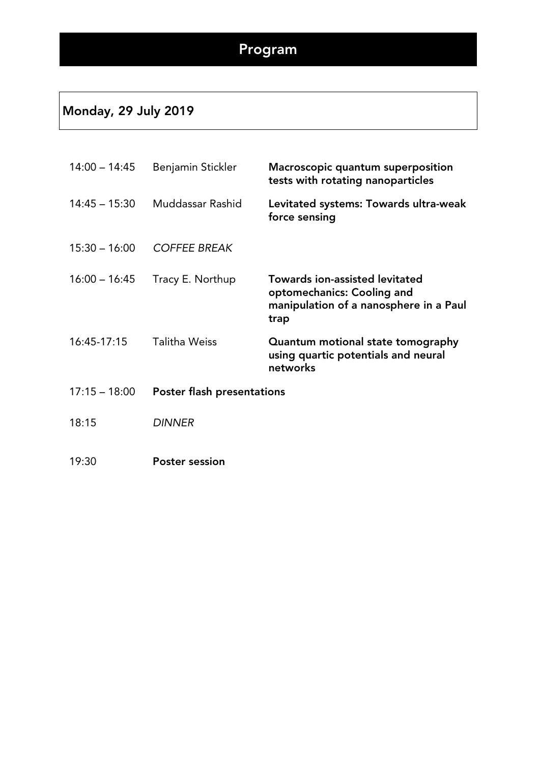# Program

## Monday, 29 July 2019

| | | |
|---|---|---|
| 14:00 – 14:45 | Benjamin Stickler | **Macroscopic quantum superposition tests with rotating nanoparticles** |
| 14:45 – 15:30 | Muddassar Rashid | **Levitated systems: Towards ultra-weak force sensing** |
| 15:30 – 16:00 | *COFFEE BREAK* | |
| 16:00 – 16:45 | Tracy E. Northup | **Towards ion-assisted levitated optomechanics: Cooling and manipulation of a nanosphere in a Paul trap** |
| 16:45-17:15 | Talitha Weiss | **Quantum motional state tomography using quartic potentials and neural networks** |
| 17:15 – 18:00 | **Poster flash presentations** | |
| 18:15 | *DINNER* | |
| 19:30 | **Poster session** | |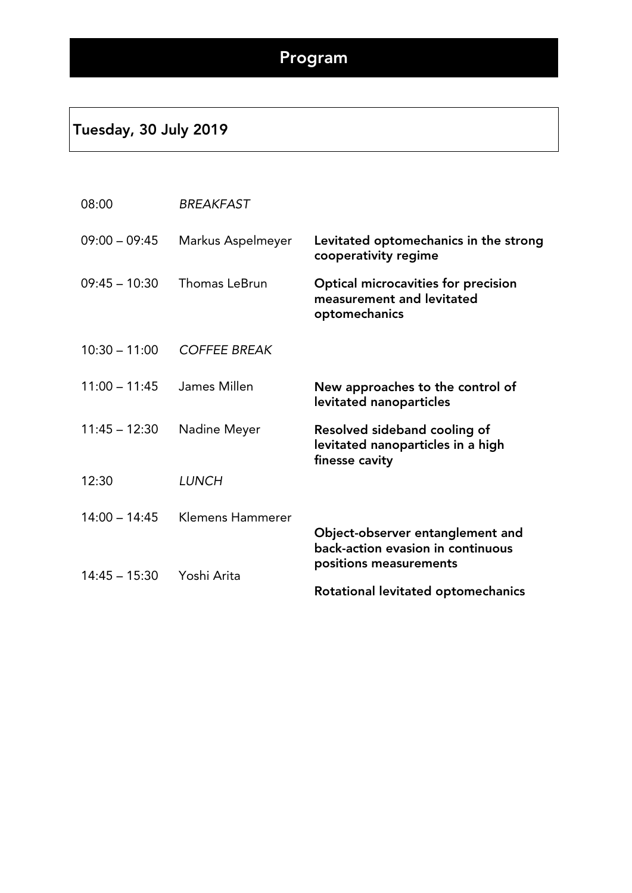# Program

## Tuesday, 30 July 2019

| | | |
|---|---|---|
| 08:00 | *BREAKFAST* | |
| 09:00 – 09:45 | Markus Aspelmeyer | **Levitated optomechanics in the strong cooperativity regime** |
| 09:45 – 10:30 | Thomas LeBrun | **Optical microcavities for precision measurement and levitated optomechanics** |
| 10:30 – 11:00 | *COFFEE BREAK* | |
| 11:00 – 11:45 | James Millen | **New approaches to the control of levitated nanoparticles** |
| 11:45 – 12:30 | Nadine Meyer | **Resolved sideband cooling of levitated nanoparticles in a high finesse cavity** |
| 12:30 | *LUNCH* | |
| 14:00 – 14:45 | Klemens Hammerer | **Object-observer entanglement and back-action evasion in continuous positions measurements** |
| 14:45 – 15:30 | Yoshi Arita | **Rotational levitated optomechanics** |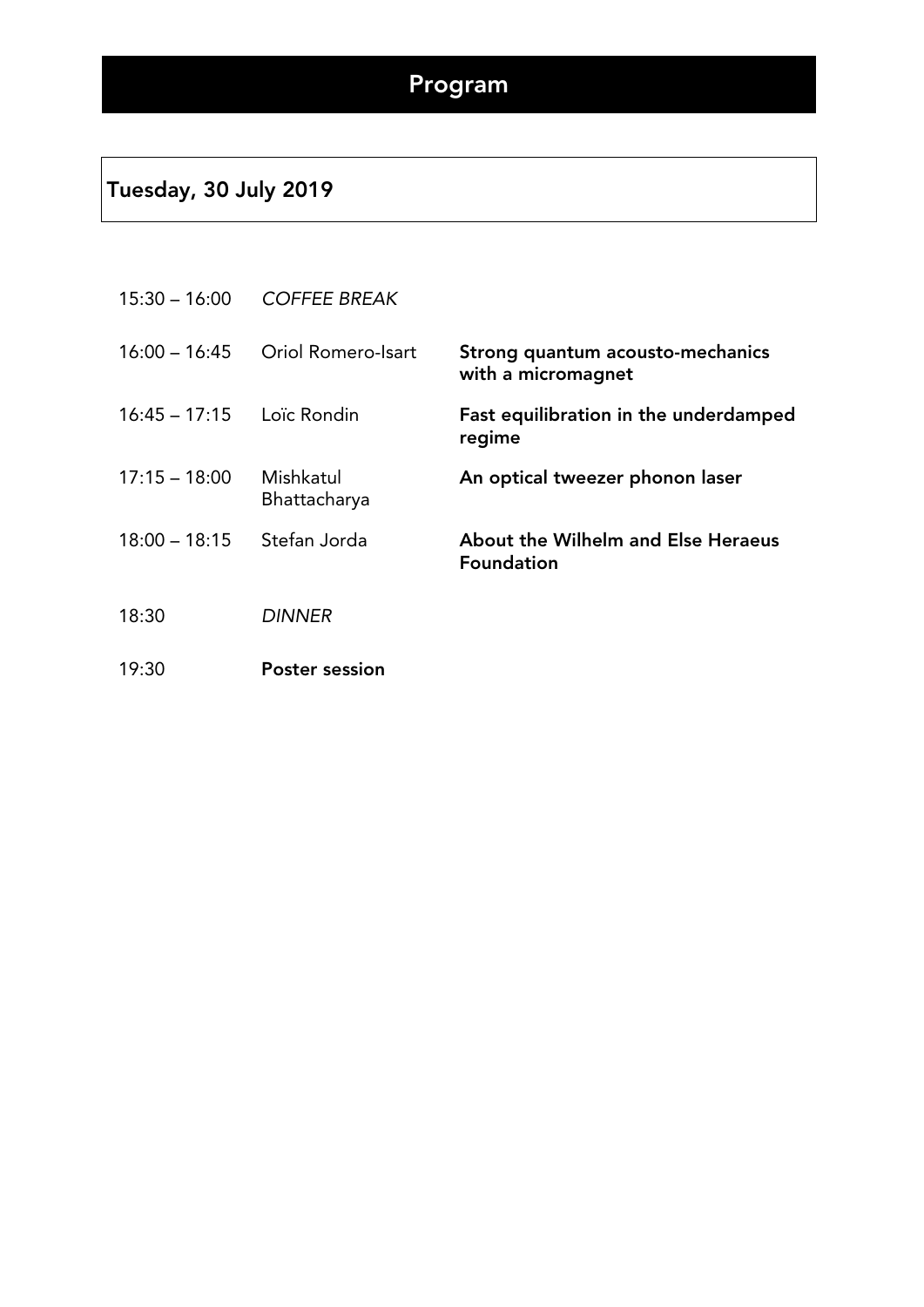# Program

## Tuesday, 30 July 2019

| | | |
|---|---|---|
| 15:30 – 16:00 | *COFFEE BREAK* | |
| 16:00 – 16:45 | Oriol Romero-Isart | **Strong quantum acousto-mechanics with a micromagnet** |
| 16:45 – 17:15 | Loïc Rondin | **Fast equilibration in the underdamped regime** |
| 17:15 – 18:00 | Mishkatul Bhattacharya | **An optical tweezer phonon laser** |
| 18:00 – 18:15 | Stefan Jorda | **About the Wilhelm and Else Heraeus Foundation** |
| 18:30 | *DINNER* | |
| 19:30 | **Poster session** | |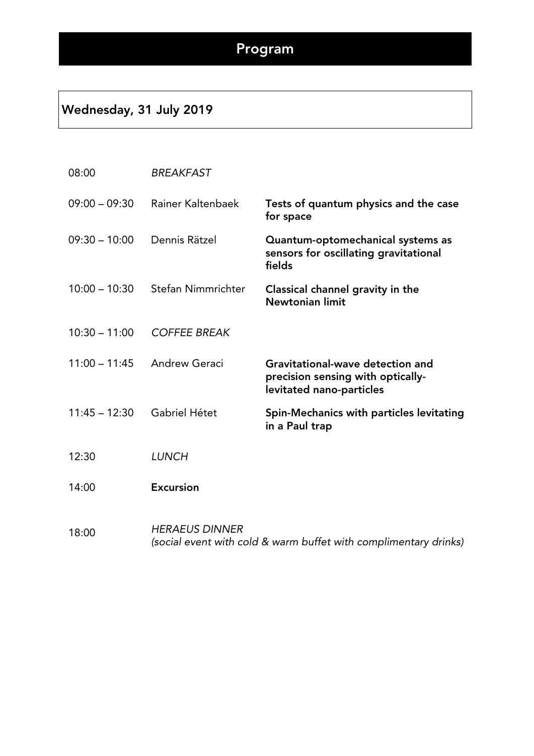# Program

## Wednesday, 31 July 2019

| | | |
|---|---|---|
| 08:00 | *BREAKFAST* | |
| 09:00 – 09:30 | Rainer Kaltenbaek | **Tests of quantum physics and the case for space** |
| 09:30 – 10:00 | Dennis Rätzel | **Quantum-optomechanical systems as sensors for oscillating gravitational fields** |
| 10:00 – 10:30 | Stefan Nimmrichter | **Classical channel gravity in the Newtonian limit** |
| 10:30 – 11:00 | *COFFEE BREAK* | |
| 11:00 – 11:45 | Andrew Geraci | **Gravitational-wave detection and precision sensing with optically-levitated nano-particles** |
| 11:45 – 12:30 | Gabriel Hétet | **Spin-Mechanics with particles levitating in a Paul trap** |
| 12:30 | *LUNCH* | |
| 14:00 | **Excursion** | |
| 18:00 | *HERAEUS DINNER* *(social event with cold & warm buffet with complimentary drinks)* | |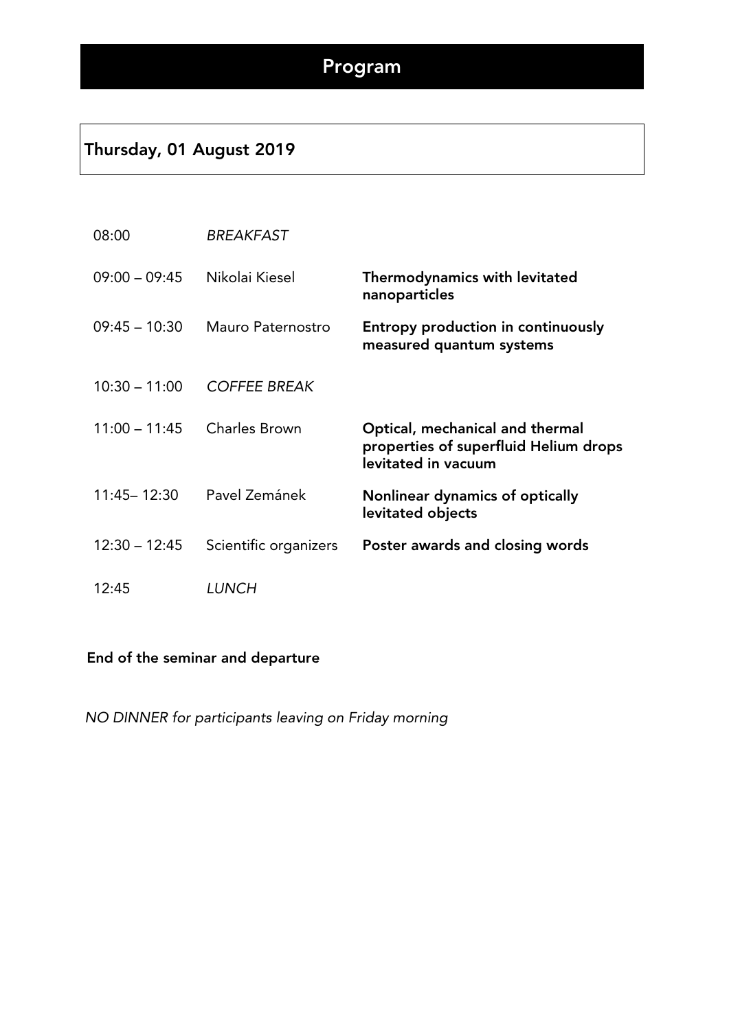# Program

## Thursday, 01 August 2019

| | | |
|---|---|---|
| 08:00 | *BREAKFAST* | |
| 09:00 – 09:45 | Nikolai Kiesel | **Thermodynamics with levitated nanoparticles** |
| 09:45 – 10:30 | Mauro Paternostro | **Entropy production in continuously measured quantum systems** |
| 10:30 – 11:00 | *COFFEE BREAK* | |
| 11:00 – 11:45 | Charles Brown | **Optical, mechanical and thermal properties of superfluid Helium drops levitated in vacuum** |
| 11:45– 12:30 | Pavel Zemánek | **Nonlinear dynamics of optically levitated objects** |
| 12:30 – 12:45 | Scientific organizers | **Poster awards and closing words** |
| 12:45 | *LUNCH* | |

**End of the seminar and departure**

*NO DINNER for participants leaving on Friday morning*